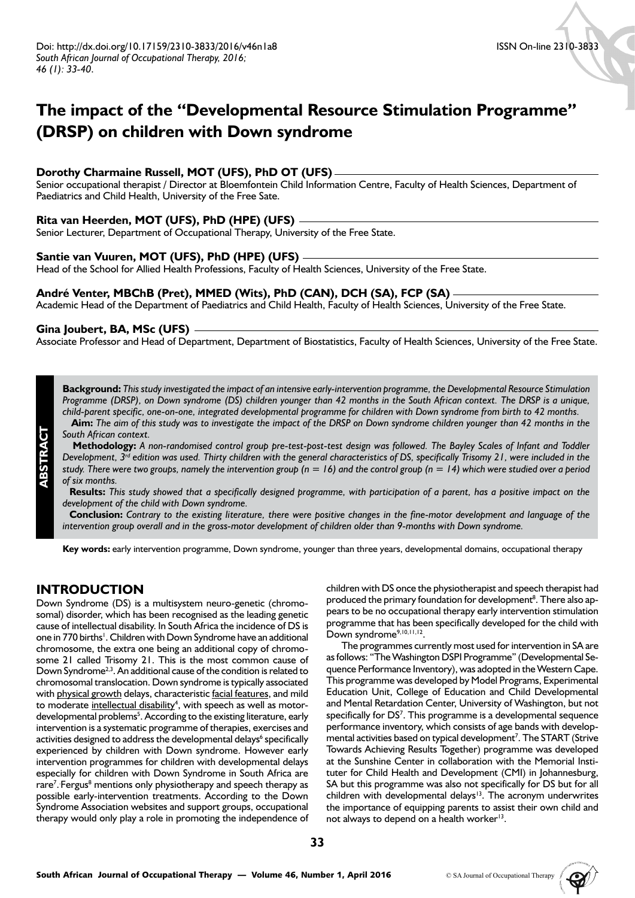Doi: http://dx.doi.org/10.17159/2310-3833/2016/v46n1a8
*South African Journal of Occupational Therapy, 2016; 46 (1): 33-40.*

ISSN On-line 2310-3833

# The impact of the "Developmental Resource Stimulation Programme" (DRSP) on children with Down syndrome

**Dorothy Charmaine Russell, MOT (UFS), PhD OT (UFS)**
Senior occupational therapist / Director at Bloemfontein Child Information Centre, Faculty of Health Sciences, Department of Paediatrics and Child Health, University of the Free Sate.

**Rita van Heerden, MOT (UFS), PhD (HPE) (UFS)**
Senior Lecturer, Department of Occupational Therapy, University of the Free State.

**Santie van Vuuren, MOT (UFS), PhD (HPE) (UFS)**
Head of the School for Allied Health Professions, Faculty of Health Sciences, University of the Free State.

**André Venter, MBChB (Pret), MMED (Wits), PhD (CAN), DCH (SA), FCP (SA)**
Academic Head of the Department of Paediatrics and Child Health, Faculty of Health Sciences, University of the Free State.

**Gina Joubert, BA, MSc (UFS)**
Associate Professor and Head of Department, Department of Biostatistics, Faculty of Health Sciences, University of the Free State.

## ABSTRACT

**Background:** *This study investigated the impact of an intensive early-intervention programme, the Developmental Resource Stimulation Programme (DRSP), on Down syndrome (DS) children younger than 42 months in the South African context. The DRSP is a unique, child-parent specific, one-on-one, integrated developmental programme for children with Down syndrome from birth to 42 months.*

**Aim:** *The aim of this study was to investigate the impact of the DRSP on Down syndrome children younger than 42 months in the South African context.*

**Methodology:** *A non-randomised control group pre-test-post-test design was followed. The Bayley Scales of Infant and Toddler Development, 3rd edition was used. Thirty children with the general characteristics of DS, specifically Trisomy 21, were included in the study. There were two groups, namely the intervention group (n = 16) and the control group (n = 14) which were studied over a period of six months.*

**Results:** *This study showed that a specifically designed programme, with participation of a parent, has a positive impact on the development of the child with Down syndrome.*

**Conclusion:** *Contrary to the existing literature, there were positive changes in the fine-motor development and language of the intervention group overall and in the gross-motor development of children older than 9-months with Down syndrome.*

**Key words:** early intervention programme, Down syndrome, younger than three years, developmental domains, occupational therapy

## INTRODUCTION

Down Syndrome (DS) is a multisystem neuro-genetic (chromosomal) disorder, which has been recognised as the leading genetic cause of intellectual disability. In South Africa the incidence of DS is one in 770 births[1]. Children with Down Syndrome have an additional chromosome, the extra one being an additional copy of chromosome 21 called Trisomy 21. This is the most common cause of Down Syndrome[2,3]. An additional cause of the condition is related to chromosomal translocation. Down syndrome is typically associated with physical growth delays, characteristic facial features, and mild to moderate intellectual disability[4], with speech as well as motor-developmental problems[5]. According to the existing literature, early intervention is a systematic programme of therapies, exercises and activities designed to address the developmental delays[6] specifically experienced by children with Down syndrome. However early intervention programmes for children with developmental delays especially for children with Down Syndrome in South Africa are rare[7]. Fergus[8] mentions only physiotherapy and speech therapy as possible early-intervention treatments. According to the Down Syndrome Association websites and support groups, occupational therapy would only play a role in promoting the independence of children with DS once the physiotherapist and speech therapist had produced the primary foundation for development[8]. There also appears to be no occupational therapy early intervention stimulation programme that has been specifically developed for the child with Down syndrome[9,10,11,12].

The programmes currently most used for intervention in SA are as follows: "The Washington DSPI Programme" (Developmental Sequence Performance Inventory), was adopted in the Western Cape. This programme was developed by Model Programs, Experimental Education Unit, College of Education and Child Developmental and Mental Retardation Center, University of Washington, but not specifically for DS[7]. This programme is a developmental sequence performance inventory, which consists of age bands with developmental activities based on typical development[7]. The START (Strive Towards Achieving Results Together) programme was developed at the Sunshine Center in collaboration with the Memorial Instituter for Child Health and Development (CMI) in Johannesburg, SA but this programme was also not specifically for DS but for all children with developmental delays[13]. The acronym underwrites the importance of equipping parents to assist their own child and not always to depend on a health worker[13].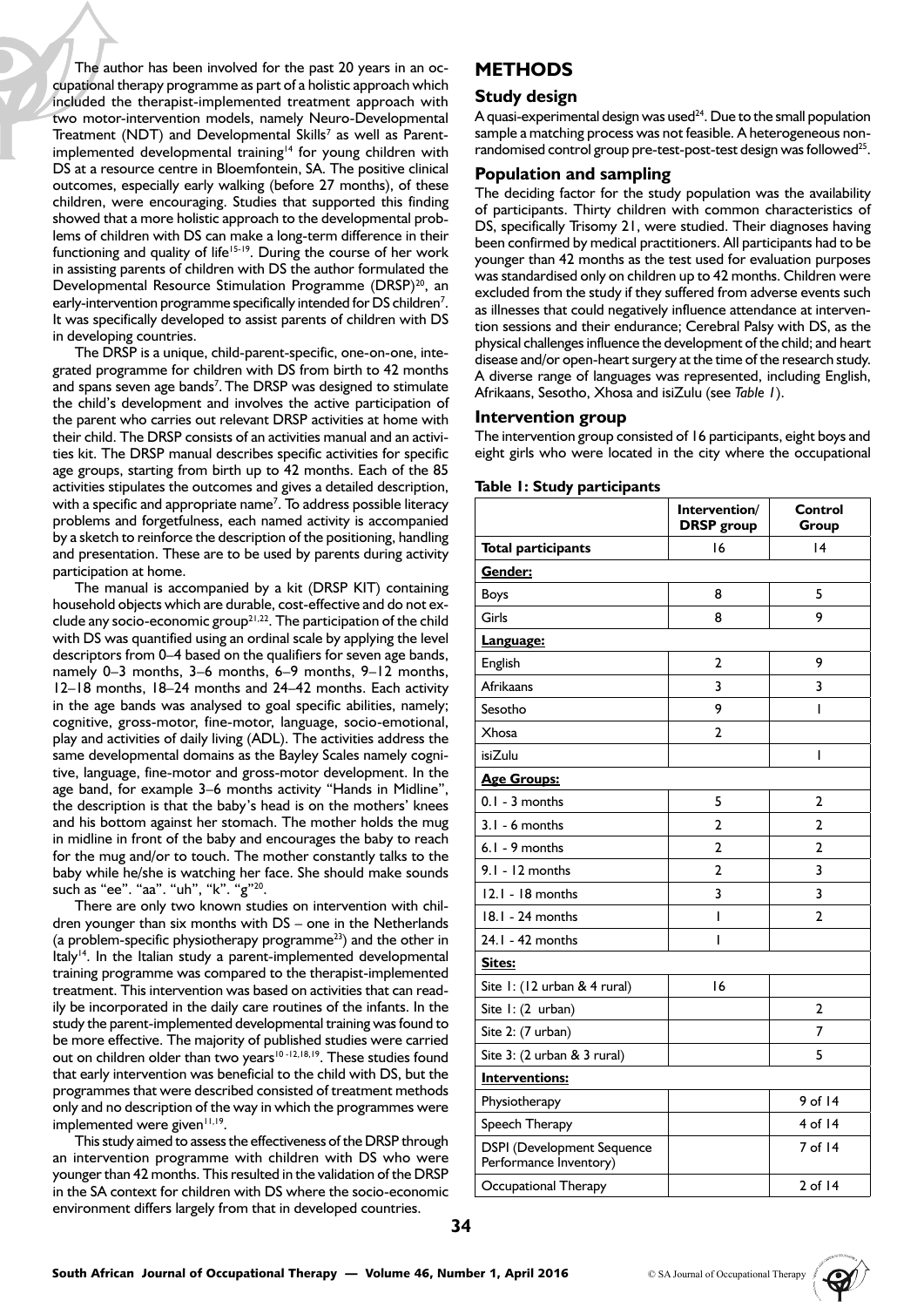The author has been involved for the past 20 years in an occupational therapy programme as part of a holistic approach which included the therapist-implemented treatment approach with two motor-intervention models, namely Neuro-Developmental Treatment (NDT) and Developmental Skills[7] as well as Parent-implemented developmental training[14] for young children with DS at a resource centre in Bloemfontein, SA. The positive clinical outcomes, especially early walking (before 27 months), of these children, were encouraging. Studies that supported this finding showed that a more holistic approach to the developmental problems of children with DS can make a long-term difference in their functioning and quality of life[15-19]. During the course of her work in assisting parents of children with DS the author formulated the Developmental Resource Stimulation Programme (DRSP)[20], an early-intervention programme specifically intended for DS children[7]. It was specifically developed to assist parents of children with DS in developing countries.

The DRSP is a unique, child-parent-specific, one-on-one, integrated programme for children with DS from birth to 42 months and spans seven age bands[7]. The DRSP was designed to stimulate the child's development and involves the active participation of the parent who carries out relevant DRSP activities at home with their child. The DRSP consists of an activities manual and an activities kit. The DRSP manual describes specific activities for specific age groups, starting from birth up to 42 months. Each of the 85 activities stipulates the outcomes and gives a detailed description, with a specific and appropriate name[7]. To address possible literacy problems and forgetfulness, each named activity is accompanied by a sketch to reinforce the description of the positioning, handling and presentation. These are to be used by parents during activity participation at home.

The manual is accompanied by a kit (DRSP KIT) containing household objects which are durable, cost-effective and do not exclude any socio-economic group[21,22]. The participation of the child with DS was quantified using an ordinal scale by applying the level descriptors from 0–4 based on the qualifiers for seven age bands, namely 0–3 months, 3–6 months, 6–9 months, 9–12 months, 12–18 months, 18–24 months and 24–42 months. Each activity in the age bands was analysed to goal specific abilities, namely; cognitive, gross-motor, fine-motor, language, socio-emotional, play and activities of daily living (ADL). The activities address the same developmental domains as the Bayley Scales namely cognitive, language, fine-motor and gross-motor development. In the age band, for example 3–6 months activity "Hands in Midline", the description is that the baby's head is on the mothers' knees and his bottom against her stomach. The mother holds the mug in midline in front of the baby and encourages the baby to reach for the mug and/or to touch. The mother constantly talks to the baby while he/she is watching her face. She should make sounds such as "ee". "aa". "uh", "k". "g"[20].

There are only two known studies on intervention with children younger than six months with DS – one in the Netherlands (a problem-specific physiotherapy programme[23]) and the other in Italy[14]. In the Italian study a parent-implemented developmental training programme was compared to the therapist-implemented treatment. This intervention was based on activities that can readily be incorporated in the daily care routines of the infants. In the study the parent-implemented developmental training was found to be more effective. The majority of published studies were carried out on children older than two years[10-12,18,19]. These studies found that early intervention was beneficial to the child with DS, but the programmes that were described consisted of treatment methods only and no description of the way in which the programmes were implemented were given[11,19].

This study aimed to assess the effectiveness of the DRSP through an intervention programme with children with DS who were younger than 42 months. This resulted in the validation of the DRSP in the SA context for children with DS where the socio-economic environment differs largely from that in developed countries.

# METHODS

## Study design

A quasi-experimental design was used[24]. Due to the small population sample a matching process was not feasible. A heterogeneous non-randomised control group pre-test-post-test design was followed[25].

## Population and sampling

The deciding factor for the study population was the availability of participants. Thirty children with common characteristics of DS, specifically Trisomy 21, were studied. Their diagnoses having been confirmed by medical practitioners. All participants had to be younger than 42 months as the test used for evaluation purposes was standardised only on children up to 42 months. Children were excluded from the study if they suffered from adverse events such as illnesses that could negatively influence attendance at intervention sessions and their endurance; Cerebral Palsy with DS, as the physical challenges influence the development of the child; and heart disease and/or open-heart surgery at the time of the research study. A diverse range of languages was represented, including English, Afrikaans, Sesotho, Xhosa and isiZulu (see *Table 1*).

## Intervention group

The intervention group consisted of 16 participants, eight boys and eight girls who were located in the city where the occupational

**Table 1: Study participants**

| | Intervention/ DRSP group | Control Group |
|---|---|---|
| **Total participants** | 16 | 14 |
| **Gender:** | | |
| Boys | 8 | 5 |
| Girls | 8 | 9 |
| **Language:** | | |
| English | 2 | 9 |
| Afrikaans | 3 | 3 |
| Sesotho | 9 | 1 |
| Xhosa | 2 | |
| isiZulu | | 1 |
| **Age Groups:** | | |
| 0.1 - 3 months | 5 | 2 |
| 3.1 - 6 months | 2 | 2 |
| 6.1 - 9 months | 2 | 2 |
| 9.1 - 12 months | 2 | 3 |
| 12.1 - 18 months | 3 | 3 |
| 18.1 - 24 months | 1 | 2 |
| 24.1 - 42 months | 1 | |
| **Sites:** | | |
| Site 1: (12 urban & 4 rural) | 16 | |
| Site 1: (2 urban) | | 2 |
| Site 2: (7 urban) | | 7 |
| Site 3: (2 urban & 3 rural) | | 5 |
| **Interventions:** | | |
| Physiotherapy | | 9 of 14 |
| Speech Therapy | | 4 of 14 |
| DSPI (Development Sequence Performance Inventory) | | 7 of 14 |
| Occupational Therapy | | 2 of 14 |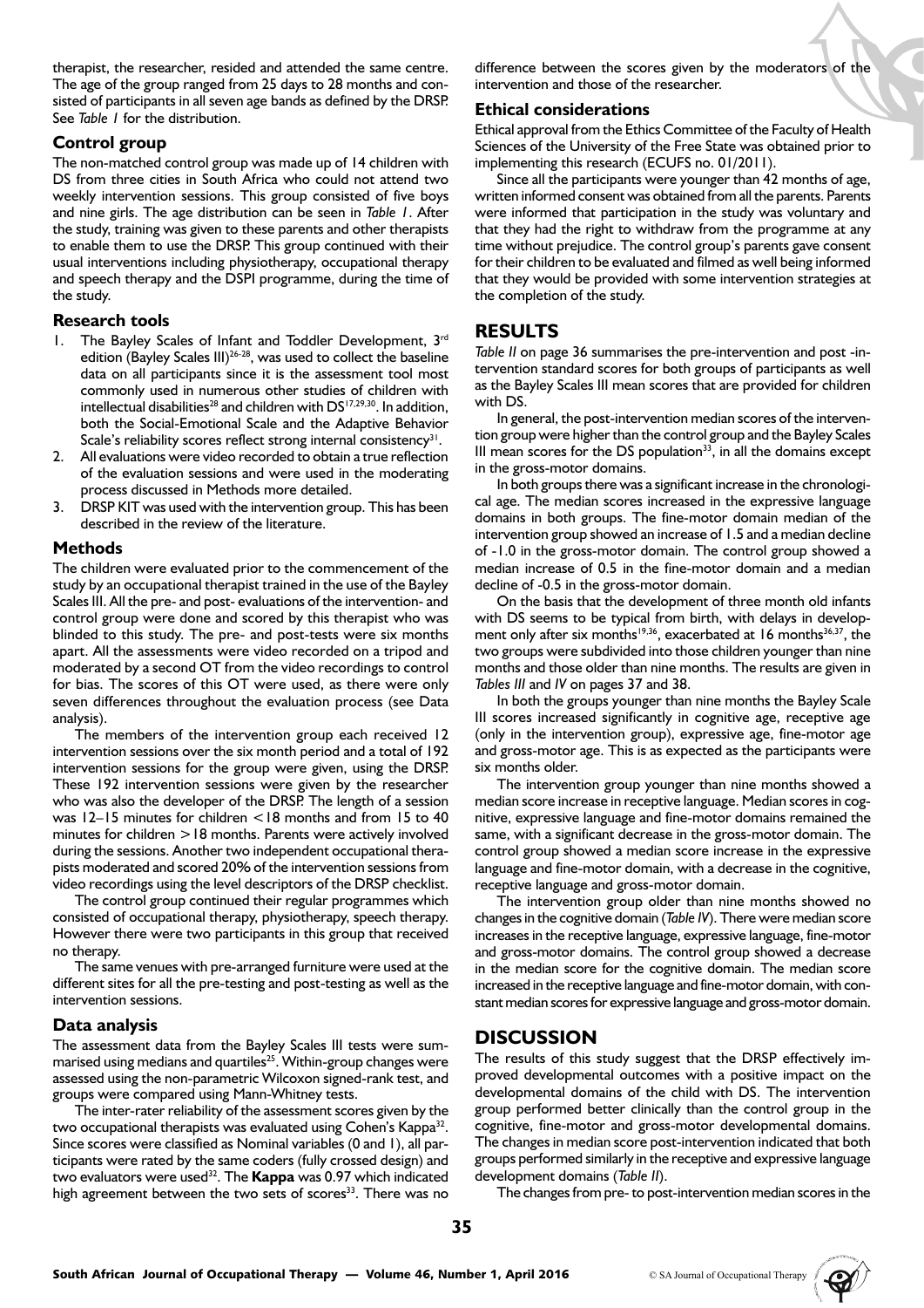therapist, the researcher, resided and attended the same centre. The age of the group ranged from 25 days to 28 months and consisted of participants in all seven age bands as defined by the DRSP. See *Table 1* for the distribution.

### Control group

The non-matched control group was made up of 14 children with DS from three cities in South Africa who could not attend two weekly intervention sessions. This group consisted of five boys and nine girls. The age distribution can be seen in *Table 1*. After the study, training was given to these parents and other therapists to enable them to use the DRSP. This group continued with their usual interventions including physiotherapy, occupational therapy and speech therapy and the DSPI programme, during the time of the study.

### Research tools

1. The Bayley Scales of Infant and Toddler Development, 3rd edition (Bayley Scales III)[26-28], was used to collect the baseline data on all participants since it is the assessment tool most commonly used in numerous other studies of children with intellectual disabilities[28] and children with DS[17,29,30]. In addition, both the Social-Emotional Scale and the Adaptive Behavior Scale's reliability scores reflect strong internal consistency[31].
2. All evaluations were video recorded to obtain a true reflection of the evaluation sessions and were used in the moderating process discussed in Methods more detailed.
3. DRSP KIT was used with the intervention group. This has been described in the review of the literature.

### Methods

The children were evaluated prior to the commencement of the study by an occupational therapist trained in the use of the Bayley Scales III. All the pre- and post- evaluations of the intervention- and control group were done and scored by this therapist who was blinded to this study. The pre- and post-tests were six months apart. All the assessments were video recorded on a tripod and moderated by a second OT from the video recordings to control for bias. The scores of this OT were used, as there were only seven differences throughout the evaluation process (see Data analysis).

The members of the intervention group each received 12 intervention sessions over the six month period and a total of 192 intervention sessions for the group were given, using the DRSP. These 192 intervention sessions were given by the researcher who was also the developer of the DRSP. The length of a session was 12–15 minutes for children <18 months and from 15 to 40 minutes for children >18 months. Parents were actively involved during the sessions. Another two independent occupational therapists moderated and scored 20% of the intervention sessions from video recordings using the level descriptors of the DRSP checklist.

The control group continued their regular programmes which consisted of occupational therapy, physiotherapy, speech therapy. However there were two participants in this group that received no therapy.

The same venues with pre-arranged furniture were used at the different sites for all the pre-testing and post-testing as well as the intervention sessions.

### Data analysis

The assessment data from the Bayley Scales III tests were summarised using medians and quartiles[25]. Within-group changes were assessed using the non-parametric Wilcoxon signed-rank test, and groups were compared using Mann-Whitney tests.

The inter-rater reliability of the assessment scores given by the two occupational therapists was evaluated using Cohen's Kappa[32]. Since scores were classified as Nominal variables (0 and 1), all participants were rated by the same coders (fully crossed design) and two evaluators were used[32]. The **Kappa** was 0.97 which indicated high agreement between the two sets of scores[33]. There was no difference between the scores given by the moderators of the intervention and those of the researcher.

### Ethical considerations

Ethical approval from the Ethics Committee of the Faculty of Health Sciences of the University of the Free State was obtained prior to implementing this research (ECUFS no. 01/2011).

Since all the participants were younger than 42 months of age, written informed consent was obtained from all the parents. Parents were informed that participation in the study was voluntary and that they had the right to withdraw from the programme at any time without prejudice. The control group's parents gave consent for their children to be evaluated and filmed as well being informed that they would be provided with some intervention strategies at the completion of the study.

## RESULTS

*Table II* on page 36 summarises the pre-intervention and post -intervention standard scores for both groups of participants as well as the Bayley Scales III mean scores that are provided for children with DS.

In general, the post-intervention median scores of the intervention group were higher than the control group and the Bayley Scales III mean scores for the DS population[33], in all the domains except in the gross-motor domains.

In both groups there was a significant increase in the chronological age. The median scores increased in the expressive language domains in both groups. The fine-motor domain median of the intervention group showed an increase of 1.5 and a median decline of -1.0 in the gross-motor domain. The control group showed a median increase of 0.5 in the fine-motor domain and a median decline of -0.5 in the gross-motor domain.

On the basis that the development of three month old infants with DS seems to be typical from birth, with delays in development only after six months[19,36], exacerbated at 16 months[36,37], the two groups were subdivided into those children younger than nine months and those older than nine months. The results are given in *Tables III* and *IV* on pages 37 and 38.

In both the groups younger than nine months the Bayley Scale III scores increased significantly in cognitive age, receptive age (only in the intervention group), expressive age, fine-motor age and gross-motor age. This is as expected as the participants were six months older.

The intervention group younger than nine months showed a median score increase in receptive language. Median scores in cognitive, expressive language and fine-motor domains remained the same, with a significant decrease in the gross-motor domain. The control group showed a median score increase in the expressive language and fine-motor domain, with a decrease in the cognitive, receptive language and gross-motor domain.

The intervention group older than nine months showed no changes in the cognitive domain (*Table IV*). There were median score increases in the receptive language, expressive language, fine-motor and gross-motor domains. The control group showed a decrease in the median score for the cognitive domain. The median score increased in the receptive language and fine-motor domain, with constant median scores for expressive language and gross-motor domain.

## DISCUSSION

The results of this study suggest that the DRSP effectively improved developmental outcomes with a positive impact on the developmental domains of the child with DS. The intervention group performed better clinically than the control group in the cognitive, fine-motor and gross-motor developmental domains. The changes in median score post-intervention indicated that both groups performed similarly in the receptive and expressive language development domains (*Table II*).

The changes from pre- to post-intervention median scores in the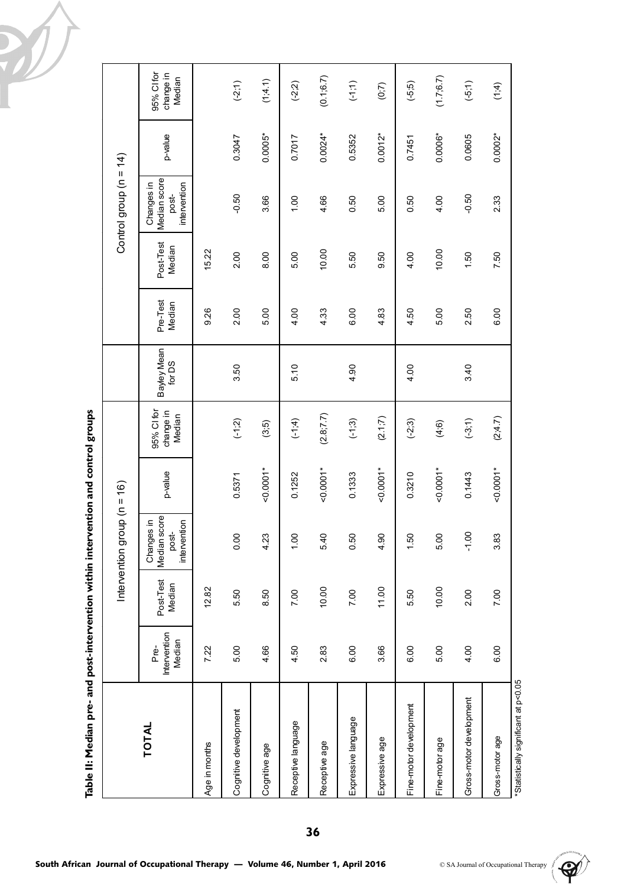**Table II: Median pre- and post-intervention within intervention and control groups**

| TOTAL | Intervention group (n = 16) | | | | | Bayley Mean for DS | Control group (n = 14) | | | | |
|---|---|---|---|---|---|---|---|---|---|---|---|
| | Pre-Intervention Median | Post-Test Median | Changes in Median score post-intervention | p-value | 95% CI for change in Median | | Pre-Test Median | Post-Test Median | Changes in Median score post-intervention | p-value | 95% CI for change in Median |
| Age in months | 7.22 | 12.82 | | | | | 9.26 | 15.22 | | | |
| Cognitive development | 5.00 | 5.50 | 0.00 | 0.5371 | (-1;2) | 3.50 | 2.00 | 2.00 | -0.50 | 0.3047 | (-2;1) |
| Cognitive age | 4.66 | 8.50 | 4.23 | <0.0001* | (3;5) | | 5.00 | 8.00 | 3.66 | 0.0005* | (1;4.1) |
| Receptive language | 4.50 | 7.00 | 1.00 | 0.1252 | (-1;4) | 5.10 | 4.00 | 5.00 | 1.00 | 0.7017 | (-2;2) |
| Receptive age | 2.83 | 10.00 | 5.40 | <0.0001* | (2.8;7.7) | | 4.33 | 10.00 | 4.66 | 0.0024* | (0.1;6.7) |
| Expressive language | 6.00 | 7.00 | 0.50 | 0.1333 | (-1;3) | 4.90 | 6.00 | 5.50 | 0.50 | 0.5352 | (-1;1) |
| Expressive age | 3.66 | 11.00 | 4.90 | <0.0001* | (2.1;7) | | 4.83 | 9.50 | 5.00 | 0.0012* | (0;7) |
| Fine-motor development | 6.00 | 5.50 | 1.50 | 0.3210 | (-2;3) | 4.00 | 4.50 | 4.00 | 0.50 | 0.7451 | (-5;5) |
| Fine-motor age | 5.00 | 10.00 | 5.00 | <0.0001* | (4;6) | | 5.00 | 10.00 | 4.00 | 0.0006* | (1.7;6.7) |
| Gross-motor development | 4.00 | 2.00 | -1.00 | 0.1443 | (-3;1) | 3.40 | 2.50 | 1.50 | -0.50 | 0.0605 | (-5;1) |
| Gross-motor age | 6.00 | 7.00 | 3.83 | <0.0001* | (2;4.7) | | 6.00 | 7.50 | 2.33 | 0.0002* | (1;4) |

*Statistically significant at $p<0.05$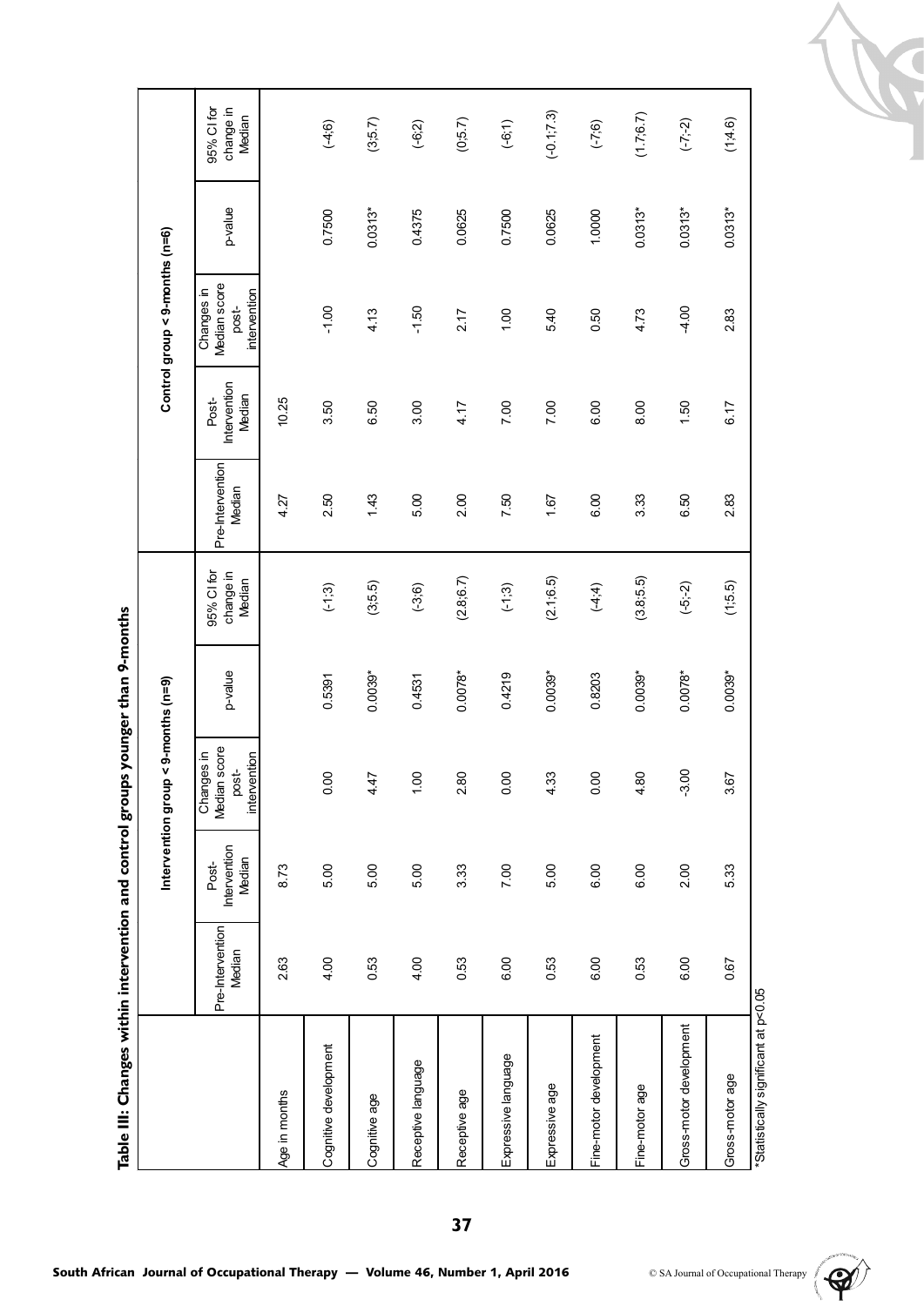**Table III: Changes within intervention and control groups younger than 9-months**

| | Intervention group < 9-months (n=9) | | | | | Control group < 9-months (n=6) | | | | |
|---|---|---|---|---|---|---|---|---|---|---|
| | Pre-Intervention Median | Post-Intervention Median | Changes in Median score post-intervention | p-value | 95% CI for change in Median | Pre-Intervention Median | Post-Intervention Median | Changes in Median score post-intervention | p-value | 95% CI for change in Median |
| Age in months | 2.63 | 8.73 | | | | 4.27 | 10.25 | | | |
| Cognitive development | 4.00 | 5.00 | 0.00 | 0.5391 | (-1;3) | 2.50 | 3.50 | -1.00 | 0.7500 | (-4;6) |
| Cognitive age | 0.53 | 5.00 | 4.47 | 0.0039* | (3;5.5) | 1.43 | 6.50 | 4.13 | 0.0313* | (3;5.7) |
| Receptive language | 4.00 | 5.00 | 1.00 | 0.4531 | (-3;6) | 5.00 | 3.00 | -1.50 | 0.4375 | (-6;2) |
| Receptive age | 0.53 | 3.33 | 2.80 | 0.0078* | (2.8;6.7) | 2.00 | 4.17 | 2.17 | 0.0625 | (0;5.7) |
| Expressive language | 6.00 | 7.00 | 0.00 | 0.4219 | (-1;3) | 7.50 | 7.00 | 1.00 | 0.7500 | (-6;1) |
| Expressive age | 0.53 | 5.00 | 4.33 | 0.0039* | (2.1;6.5) | 1.67 | 7.00 | 5.40 | 0.0625 | (-0.1;7.3) |
| Fine-motor development | 6.00 | 6.00 | 0.00 | 0.8203 | (-4;4) | 6.00 | 6.00 | 0.50 | 1.0000 | (-7;6) |
| Fine-motor age | 0.53 | 6.00 | 4.80 | 0.0039* | (3.8;5.5) | 3.33 | 8.00 | 4.73 | 0.0313* | (1.7;6.7) |
| Gross-motor development | 6.00 | 2.00 | -3.00 | 0.0078* | (-5;-2) | 6.50 | 1.50 | -4.00 | 0.0313* | (-7;-2) |
| Gross-motor age | 0.67 | 5.33 | 3.67 | 0.0039* | (1;5.5) | 2.83 | 6.17 | 2.83 | 0.0313* | (1;4.6) |

*Statistically significant at p<0.05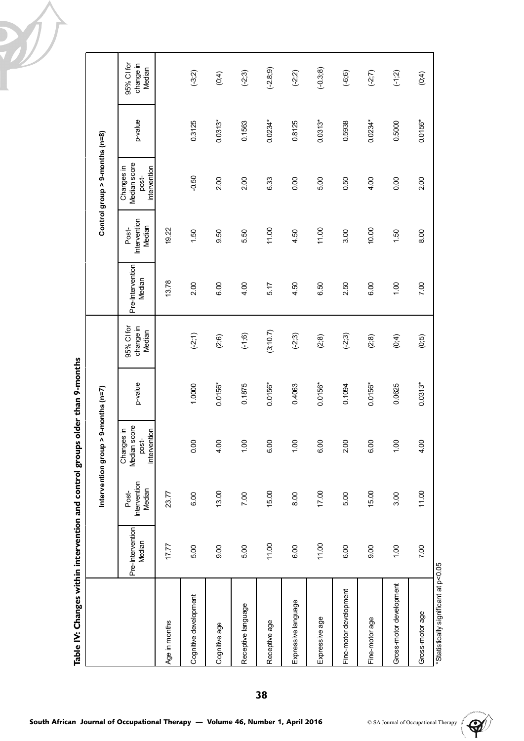**Table IV: Changes within intervention and control groups older than 9-months**

| | Intervention group > 9-months (n=7) | | | | | Control group > 9-months (n=8) | | | | |
|---|---|---|---|---|---|---|---|---|---|---|
| | Pre-Intervention Median | Post-Intervention Median | Changes in Median score post-intervention | p-value | 95% CI for change in Median | Pre-Intervention Median | Post-Intervention Median | Changes in Median score post-intervention | p-value | 95% CI for change in Median |
| Age in months | 17.77 | 23.77 | | | | 13.78 | 19.22 | | | |
| Cognitive development | 5.00 | 6.00 | 0.00 | 1.0000 | (-2;1) | 2.00 | 1.50 | -0.50 | 0.3125 | (-3;2) |
| Cognitive age | 9.00 | 13.00 | 4.00 | 0.0156* | (2;6) | 6.00 | 9.50 | 2.00 | 0.0313* | (0;4) |
| Receptive language | 5.00 | 7.00 | 1.00 | 0.1875 | (-1;6) | 4.00 | 5.50 | 2.00 | 0.1563 | (-2;3) |
| Receptive age | 11.00 | 15.00 | 6.00 | 0.0156* | (3;10.7) | 5.17 | 11.00 | 6.33 | 0.0234* | (-2.8;9) |
| Expressive language | 6.00 | 8.00 | 1.00 | 0.4063 | (-2;3) | 4.50 | 4.50 | 0.00 | 0.8125 | (-2;2) |
| Expressive age | 11.00 | 17.00 | 6.00 | 0.0156* | (2;8) | 6.50 | 11.00 | 5.00 | 0.0313* | (-0.3;8) |
| Fine-motor development | 6.00 | 5.00 | 2.00 | 0.1094 | (-2;3) | 2.50 | 3.00 | 0.50 | 0.5938 | (-6;6) |
| Fine-motor age | 9.00 | 15.00 | 6.00 | 0.0156* | (2;8) | 6.00 | 10.00 | 4.00 | 0.0234* | (-2;7) |
| Gross-motor development | 1.00 | 3.00 | 1.00 | 0.0625 | (0;4) | 1.00 | 1.50 | 0.00 | 0.5000 | (-1;2) |
| Gross-motor age | 7.00 | 11.00 | 4.00 | 0.0313* | (0;5) | 7.00 | 8.00 | 2.00 | 0.0156* | (0;4) |

*Statistically significant at $p<0.05$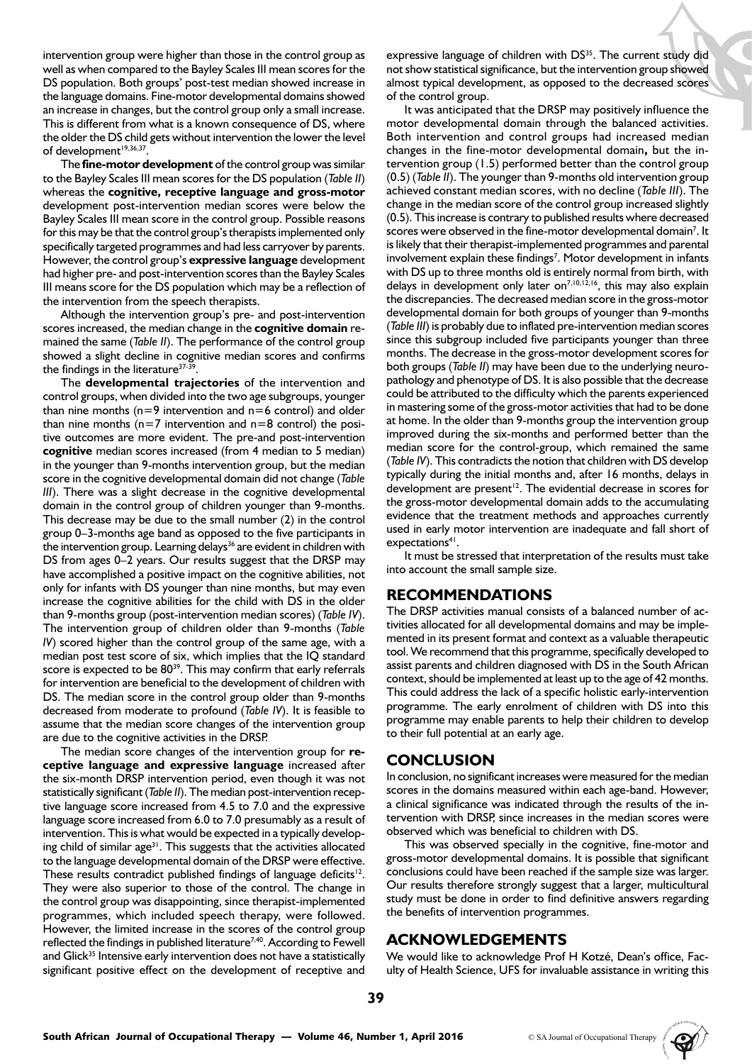intervention group were higher than those in the control group as well as when compared to the Bayley Scales III mean scores for the DS population. Both groups' post-test median showed increase in the language domains. Fine-motor developmental domains showed an increase in changes, but the control group only a small increase. This is different from what is a known consequence of DS, where the older the DS child gets without intervention the lower the level of development[19,36,37].

The **fine-motor development** of the control group was similar to the Bayley Scales III mean scores for the DS population (*Table II*) whereas the **cognitive, receptive language and gross-motor** development post-intervention median scores were below the Bayley Scales III mean score in the control group. Possible reasons for this may be that the control group's therapists implemented only specifically targeted programmes and had less carryover by parents. However, the control group's **expressive language** development had higher pre- and post-intervention scores than the Bayley Scales III means score for the DS population which may be a reflection of the intervention from the speech therapists.

Although the intervention group's pre- and post-intervention scores increased, the median change in the **cognitive domain** remained the same (*Table II*). The performance of the control group showed a slight decline in cognitive median scores and confirms the findings in the literature[37-39].

The **developmental trajectories** of the intervention and control groups, when divided into the two age subgroups, younger than nine months (n=9 intervention and n=6 control) and older than nine months (n=7 intervention and n=8 control) the positive outcomes are more evident. The pre-and post-intervention **cognitive** median scores increased (from 4 median to 5 median) in the younger than 9-months intervention group, but the median score in the cognitive developmental domain did not change (*Table III*). There was a slight decrease in the cognitive developmental domain in the control group of children younger than 9-months. This decrease may be due to the small number (2) in the control group 0–3-months age band as opposed to the five participants in the intervention group. Learning delays[36] are evident in children with DS from ages 0–2 years. Our results suggest that the DRSP may have accomplished a positive impact on the cognitive abilities, not only for infants with DS younger than nine months, but may even increase the cognitive abilities for the child with DS in the older than 9-months group (post-intervention median scores) (*Table IV*). The intervention group of children older than 9-months (*Table IV*) scored higher than the control group of the same age, with a median post test score of six, which implies that the IQ standard score is expected to be 80[39]. This may confirm that early referrals for intervention are beneficial to the development of children with DS. The median score in the control group older than 9-months decreased from moderate to profound (*Table IV*). It is feasible to assume that the median score changes of the intervention group are due to the cognitive activities in the DRSP.

The median score changes of the intervention group for **receptive language and expressive language** increased after the six-month DRSP intervention period, even though it was not statistically significant (*Table II*). The median post-intervention receptive language score increased from 4.5 to 7.0 and the expressive language score increased from 6.0 to 7.0 presumably as a result of intervention. This is what would be expected in a typically developing child of similar age[31]. This suggests that the activities allocated to the language developmental domain of the DRSP were effective. These results contradict published findings of language deficits[12]. They were also superior to those of the control. The change in the control group was disappointing, since therapist-implemented programmes, which included speech therapy, were followed. However, the limited increase in the scores of the control group reflected the findings in published literature[7,40]. According to Fewell and Glick[35] Intensive early intervention does not have a statistically significant positive effect on the development of receptive and expressive language of children with DS[35]. The current study did not show statistical significance, but the intervention group showed almost typical development, as opposed to the decreased scores of the control group.

It was anticipated that the DRSP may positively influence the motor developmental domain through the balanced activities. Both intervention and control groups had increased median changes in the fine-motor developmental domain**,** but the intervention group (1.5) performed better than the control group (0.5) (*Table II*). The younger than 9-months old intervention group achieved constant median scores, with no decline (*Table III*). The change in the median score of the control group increased slightly (0.5). This increase is contrary to published results where decreased scores were observed in the fine-motor developmental domain[7]. It is likely that their therapist-implemented programmes and parental involvement explain these findings[7]. Motor development in infants with DS up to three months old is entirely normal from birth, with delays in development only later on[7,10,12,16], this may also explain the discrepancies. The decreased median score in the gross-motor developmental domain for both groups of younger than 9-months (*Table III*) is probably due to inflated pre-intervention median scores since this subgroup included five participants younger than three months. The decrease in the gross-motor development scores for both groups (*Table II*) may have been due to the underlying neuropathology and phenotype of DS. It is also possible that the decrease could be attributed to the difficulty which the parents experienced in mastering some of the gross-motor activities that had to be done at home. In the older than 9-months group the intervention group improved during the six-months and performed better than the median score for the control-group, which remained the same (*Table IV*). This contradicts the notion that children with DS develop typically during the initial months and, after 16 months, delays in development are present[12]. The evidential decrease in scores for the gross-motor developmental domain adds to the accumulating evidence that the treatment methods and approaches currently used in early motor intervention are inadequate and fall short of expectations[41].

It must be stressed that interpretation of the results must take into account the small sample size.

## RECOMMENDATIONS

The DRSP activities manual consists of a balanced number of activities allocated for all developmental domains and may be implemented in its present format and context as a valuable therapeutic tool. We recommend that this programme, specifically developed to assist parents and children diagnosed with DS in the South African context, should be implemented at least up to the age of 42 months. This could address the lack of a specific holistic early-intervention programme. The early enrolment of children with DS into this programme may enable parents to help their children to develop to their full potential at an early age.

## CONCLUSION

In conclusion, no significant increases were measured for the median scores in the domains measured within each age-band. However, a clinical significance was indicated through the results of the intervention with DRSP, since increases in the median scores were observed which was beneficial to children with DS.

This was observed specially in the cognitive, fine-motor and gross-motor developmental domains. It is possible that significant conclusions could have been reached if the sample size was larger. Our results therefore strongly suggest that a larger, multicultural study must be done in order to find definitive answers regarding the benefits of intervention programmes.

## ACKNOWLEDGEMENTS

We would like to acknowledge Prof H Kotzé, Dean's office, Faculty of Health Science, UFS for invaluable assistance in writing this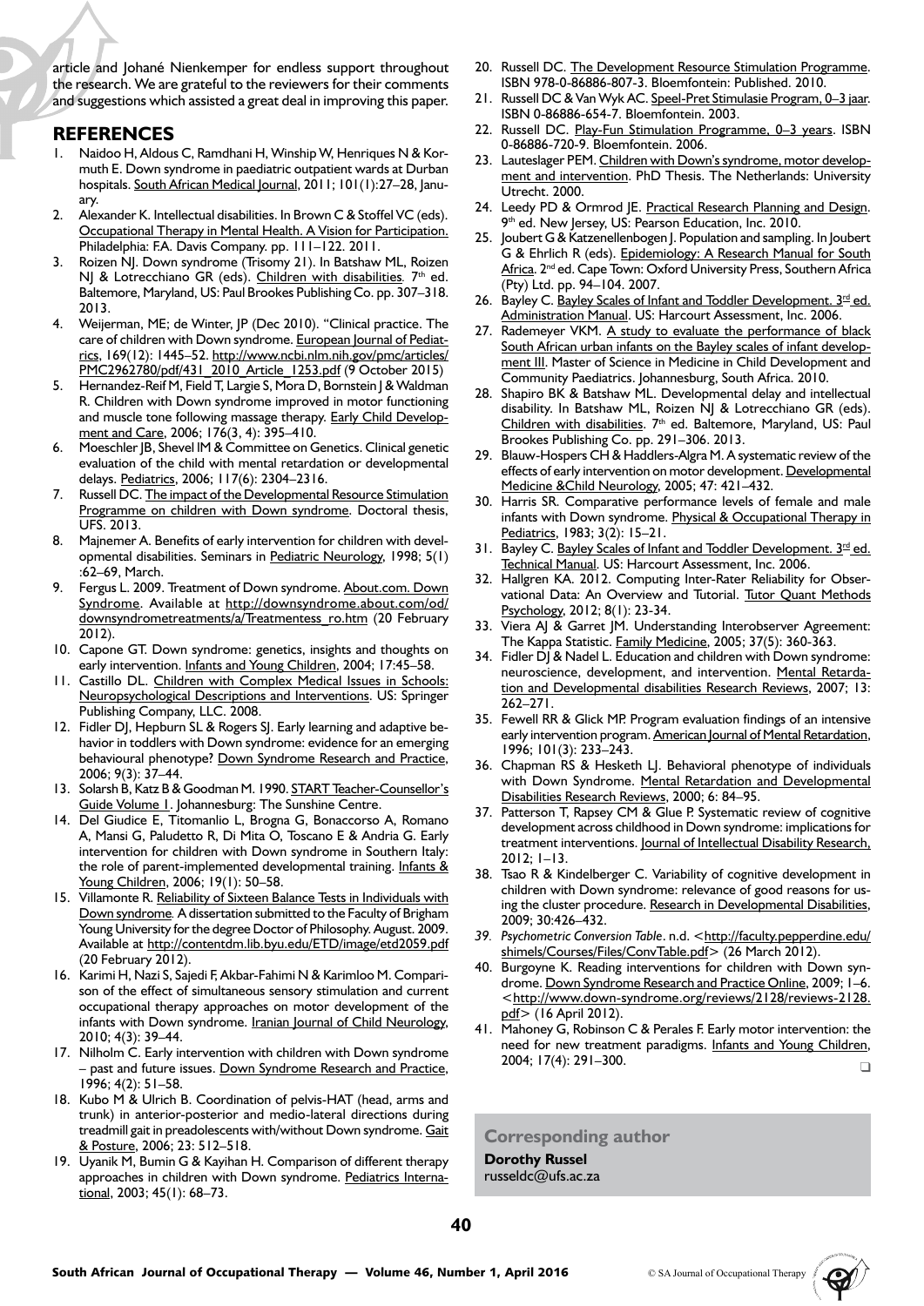article and Johané Nienkemper for endless support throughout the research. We are grateful to the reviewers for their comments and suggestions which assisted a great deal in improving this paper.

## REFERENCES

1. Naidoo H, Aldous C, Ramdhani H, Winship W, Henriques N & Kormuth E. Down syndrome in paediatric outpatient wards at Durban hospitals. South African Medical Journal, 2011; 101(1):27–28, January.
2. Alexander K. Intellectual disabilities. In Brown C & Stoffel VC (eds). Occupational Therapy in Mental Health. A Vision for Participation. Philadelphia: F.A. Davis Company. pp. 111–122. 2011.
3. Roizen NJ. Down syndrome (Trisomy 21). In Batshaw ML, Roizen NJ & Lotrecchiano GR (eds). Children with disabilities. 7th ed. Baltemore, Maryland, US: Paul Brookes Publishing Co. pp. 307–318. 2013.
4. Weijerman, ME; de Winter, JP (Dec 2010). "Clinical practice. The care of children with Down syndrome. European Journal of Pediatrics, 169(12): 1445–52. http://www.ncbi.nlm.nih.gov/pmc/articles/PMC2962780/pdf/431_2010_Article_1253.pdf (9 October 2015)
5. Hernandez-Reif M, Field T, Largie S, Mora D, Bornstein J & Waldman R. Children with Down syndrome improved in motor functioning and muscle tone following massage therapy. Early Child Development and Care, 2006; 176(3, 4): 395–410.
6. Moeschler JB, Shevel IM & Committee on Genetics. Clinical genetic evaluation of the child with mental retardation or developmental delays. Pediatrics, 2006; 117(6): 2304–2316.
7. Russell DC. The impact of the Developmental Resource Stimulation Programme on children with Down syndrome. Doctoral thesis, UFS. 2013.
8. Majnemer A. Benefits of early intervention for children with developmental disabilities. Seminars in Pediatric Neurology, 1998; 5(1) :62–69, March.
9. Fergus L. 2009. Treatment of Down syndrome. About.com. Down Syndrome. Available at http://downsyndrome.about.com/od/downsyndrometreatments/a/Treatmentess_ro.htm (20 February 2012).
10. Capone GT. Down syndrome: genetics, insights and thoughts on early intervention. Infants and Young Children, 2004; 17:45–58.
11. Castillo DL. Children with Complex Medical Issues in Schools: Neuropsychological Descriptions and Interventions. US: Springer Publishing Company, LLC. 2008.
12. Fidler DJ, Hepburn SL & Rogers SJ. Early learning and adaptive behavior in toddlers with Down syndrome: evidence for an emerging behavioural phenotype? Down Syndrome Research and Practice, 2006; 9(3): 37–44.
13. Solarsh B, Katz B & Goodman M. 1990. START Teacher-Counsellor's Guide Volume 1. Johannesburg: The Sunshine Centre.
14. Del Giudice E, Titomanlio L, Brogna G, Bonaccorso A, Romano A, Mansi G, Paludetto R, Di Mita O, Toscano E & Andria G. Early intervention for children with Down syndrome in Southern Italy: the role of parent-implemented developmental training. Infants & Young Children, 2006; 19(1): 50–58.
15. Villamonte R. Reliability of Sixteen Balance Tests in Individuals with Down syndrome. A dissertation submitted to the Faculty of Brigham Young University for the degree Doctor of Philosophy. August. 2009. Available at http://contentdm.lib.byu.edu/ETD/image/etd2059.pdf (20 February 2012).
16. Karimi H, Nazi S, Sajedi F, Akbar-Fahimi N & Karimloo M. Comparison of the effect of simultaneous sensory stimulation and current occupational therapy approaches on motor development of the infants with Down syndrome. Iranian Journal of Child Neurology, 2010; 4(3): 39–44.
17. Nilholm C. Early intervention with children with Down syndrome – past and future issues. Down Syndrome Research and Practice, 1996; 4(2): 51–58.
18. Kubo M & Ulrich B. Coordination of pelvis-HAT (head, arms and trunk) in anterior-posterior and medio-lateral directions during treadmill gait in preadolescents with/without Down syndrome. Gait & Posture, 2006; 23: 512–518.
19. Uyanik M, Bumin G & Kayihan H. Comparison of different therapy approaches in children with Down syndrome. Pediatrics International, 2003; 45(1): 68–73.
20. Russell DC. The Development Resource Stimulation Programme. ISBN 978-0-86886-807-3. Bloemfontein: Published. 2010.
21. Russell DC & Van Wyk AC. Speel-Pret Stimulasie Program, 0–3 jaar. ISBN 0-86886-654-7. Bloemfontein. 2003.
22. Russell DC. Play-Fun Stimulation Programme, 0–3 years. ISBN 0-86886-720-9. Bloemfontein. 2006.
23. Lauteslager PEM. Children with Down's syndrome, motor development and intervention. PhD Thesis. The Netherlands: University Utrecht. 2000.
24. Leedy PD & Ormrod JE. Practical Research Planning and Design. 9th ed. New Jersey, US: Pearson Education, Inc. 2010.
25. Joubert G & Katzenellenbogen J. Population and sampling. In Joubert G & Ehrlich R (eds). Epidemiology: A Research Manual for South Africa. 2nd ed. Cape Town: Oxford University Press, Southern Africa (Pty) Ltd. pp. 94–104. 2007.
26. Bayley C. Bayley Scales of Infant and Toddler Development. 3rd ed. Administration Manual. US: Harcourt Assessment, Inc. 2006.
27. Rademeyer VKM. A study to evaluate the performance of black South African urban infants on the Bayley scales of infant development III. Master of Science in Medicine in Child Development and Community Paediatrics. Johannesburg, South Africa. 2010.
28. Shapiro BK & Batshaw ML. Developmental delay and intellectual disability. In Batshaw ML, Roizen NJ & Lotrecchiano GR (eds). Children with disabilities. 7th ed. Baltemore, Maryland, US: Paul Brookes Publishing Co. pp. 291–306. 2013.
29. Blauw-Hospers CH & Haddlers-Algra M. A systematic review of the effects of early intervention on motor development. Developmental Medicine &Child Neurology, 2005; 47: 421–432.
30. Harris SR. Comparative performance levels of female and male infants with Down syndrome. Physical & Occupational Therapy in Pediatrics, 1983; 3(2): 15–21.
31. Bayley C. Bayley Scales of Infant and Toddler Development. 3rd ed. Technical Manual. US: Harcourt Assessment, Inc. 2006.
32. Hallgren KA. 2012. Computing Inter-Rater Reliability for Observational Data: An Overview and Tutorial. Tutor Quant Methods Psychology, 2012; 8(1): 23-34.
33. Viera AJ & Garret JM. Understanding Interobserver Agreement: The Kappa Statistic. Family Medicine, 2005; 37(5): 360-363.
34. Fidler DJ & Nadel L. Education and children with Down syndrome: neuroscience, development, and intervention. Mental Retardation and Developmental disabilities Research Reviews, 2007; 13: 262–271.
35. Fewell RR & Glick MP. Program evaluation findings of an intensive early intervention program. American Journal of Mental Retardation, 1996; 101(3): 233–243.
36. Chapman RS & Hesketh LJ. Behavioral phenotype of individuals with Down Syndrome. Mental Retardation and Developmental Disabilities Research Reviews, 2000; 6: 84–95.
37. Patterson T, Rapsey CM & Glue P. Systematic review of cognitive development across childhood in Down syndrome: implications for treatment interventions. Journal of Intellectual Disability Research, 2012; 1–13.
38. Tsao R & Kindelberger C. Variability of cognitive development in children with Down syndrome: relevance of good reasons for using the cluster procedure. Research in Developmental Disabilities, 2009; 30:426–432.
39. *Psychometric Conversion Table*. n.d. <http://faculty.pepperdine.edu/shimels/Courses/Files/ConvTable.pdf> (26 March 2012).
40. Burgoyne K. Reading interventions for children with Down syndrome. Down Syndrome Research and Practice Online, 2009; 1–6. <http://www.down-syndrome.org/reviews/2128/reviews-2128.pdf> (16 April 2012).
41. Mahoney G, Robinson C & Perales F. Early motor intervention: the need for new treatment paradigms. Infants and Young Children, 2004; 17(4): 291–300.

**Corresponding author**

**Dorothy Russel**
russeldc@ufs.ac.za